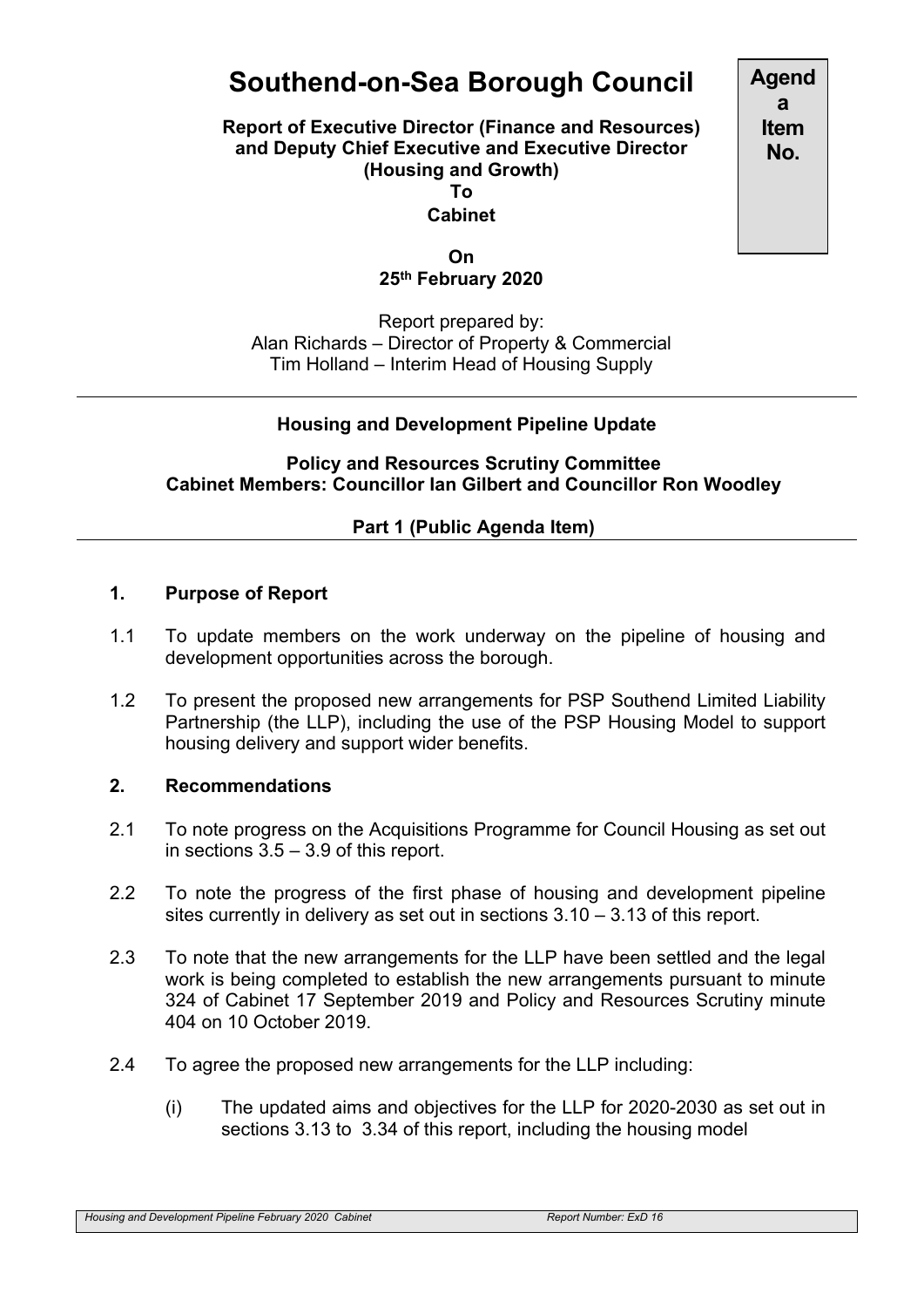# Southend-on-Sea Borough Council

**Agenda Item No.**

**Report of Executive Director (Finance and Resources) and Deputy Chief Executive and Executive Director (Housing and Growth)**
**To**
**Cabinet**

**On**
**25th February 2020**

Report prepared by:
Alan Richards – Director of Property & Commercial
Tim Holland – Interim Head of Housing Supply

---

**Housing and Development Pipeline Update**

**Policy and Resources Scrutiny Committee**
**Cabinet Members: Councillor Ian Gilbert and Councillor Ron Woodley**

**Part 1 (Public Agenda Item)**

---

## 1. Purpose of Report

1.1 To update members on the work underway on the pipeline of housing and development opportunities across the borough.

1.2 To present the proposed new arrangements for PSP Southend Limited Liability Partnership (the LLP), including the use of the PSP Housing Model to support housing delivery and support wider benefits.

## 2. Recommendations

2.1 To note progress on the Acquisitions Programme for Council Housing as set out in sections 3.5 – 3.9 of this report.

2.2 To note the progress of the first phase of housing and development pipeline sites currently in delivery as set out in sections 3.10 – 3.13 of this report.

2.3 To note that the new arrangements for the LLP have been settled and the legal work is being completed to establish the new arrangements pursuant to minute 324 of Cabinet 17 September 2019 and Policy and Resources Scrutiny minute 404 on 10 October 2019.

2.4 To agree the proposed new arrangements for the LLP including:

(i) The updated aims and objectives for the LLP for 2020-2030 as set out in sections 3.13 to 3.34 of this report, including the housing model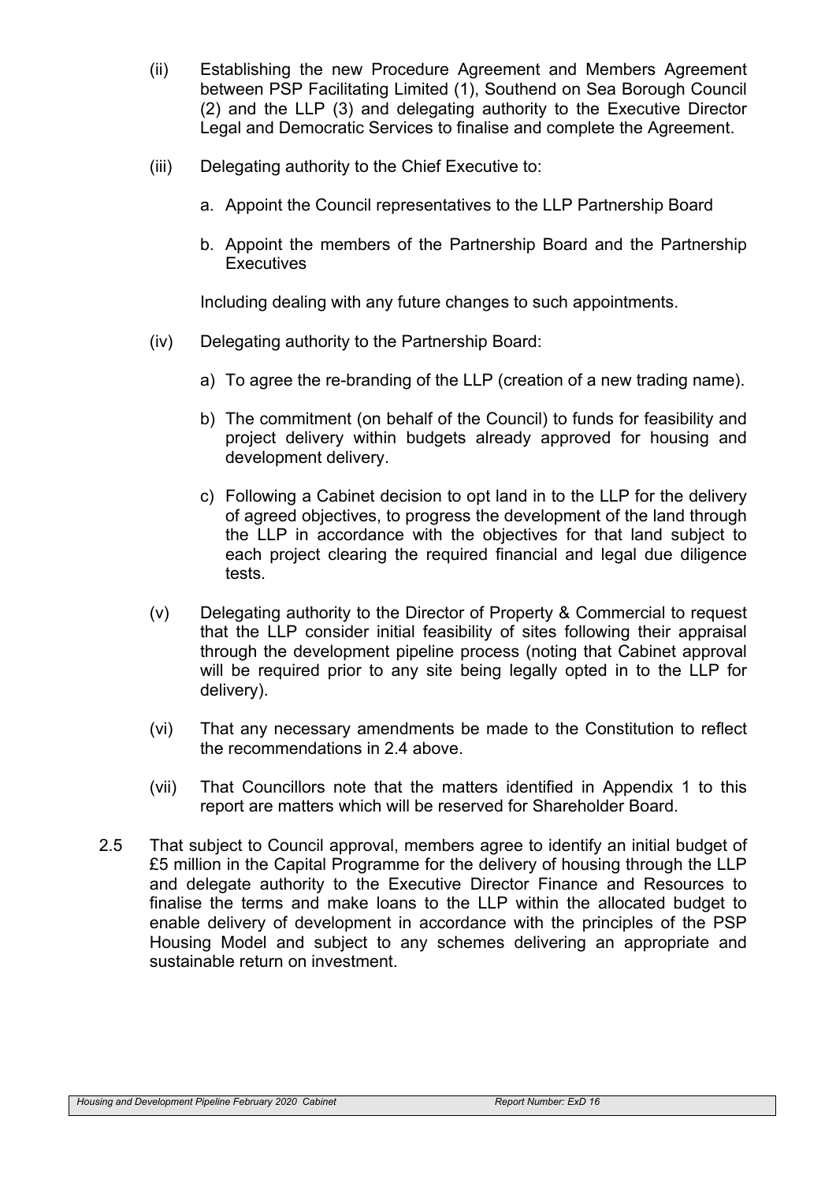(ii) Establishing the new Procedure Agreement and Members Agreement between PSP Facilitating Limited (1), Southend on Sea Borough Council (2) and the LLP (3) and delegating authority to the Executive Director Legal and Democratic Services to finalise and complete the Agreement.

(iii) Delegating authority to the Chief Executive to:

a. Appoint the Council representatives to the LLP Partnership Board

b. Appoint the members of the Partnership Board and the Partnership Executives

Including dealing with any future changes to such appointments.

(iv) Delegating authority to the Partnership Board:

a) To agree the re-branding of the LLP (creation of a new trading name).

b) The commitment (on behalf of the Council) to funds for feasibility and project delivery within budgets already approved for housing and development delivery.

c) Following a Cabinet decision to opt land in to the LLP for the delivery of agreed objectives, to progress the development of the land through the LLP in accordance with the objectives for that land subject to each project clearing the required financial and legal due diligence tests.

(v) Delegating authority to the Director of Property & Commercial to request that the LLP consider initial feasibility of sites following their appraisal through the development pipeline process (noting that Cabinet approval will be required prior to any site being legally opted in to the LLP for delivery).

(vi) That any necessary amendments be made to the Constitution to reflect the recommendations in 2.4 above.

(vii) That Councillors note that the matters identified in Appendix 1 to this report are matters which will be reserved for Shareholder Board.

2.5 That subject to Council approval, members agree to identify an initial budget of £5 million in the Capital Programme for the delivery of housing through the LLP and delegate authority to the Executive Director Finance and Resources to finalise the terms and make loans to the LLP within the allocated budget to enable delivery of development in accordance with the principles of the PSP Housing Model and subject to any schemes delivering an appropriate and sustainable return on investment.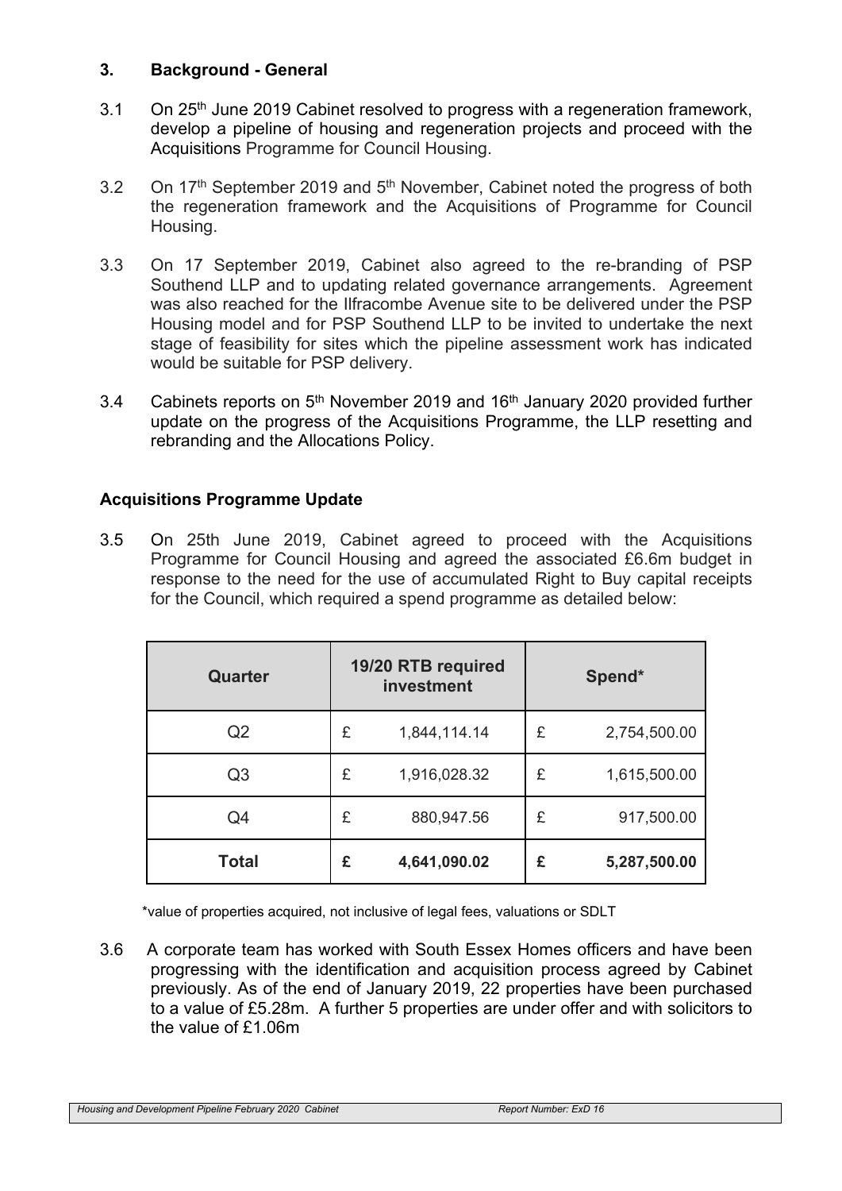## 3. Background - General

3.1 On 25th June 2019 Cabinet resolved to progress with a regeneration framework, develop a pipeline of housing and regeneration projects and proceed with the Acquisitions Programme for Council Housing.

3.2 On 17th September 2019 and 5th November, Cabinet noted the progress of both the regeneration framework and the Acquisitions of Programme for Council Housing.

3.3 On 17 September 2019, Cabinet also agreed to the re-branding of PSP Southend LLP and to updating related governance arrangements. Agreement was also reached for the Ilfracombe Avenue site to be delivered under the PSP Housing model and for PSP Southend LLP to be invited to undertake the next stage of feasibility for sites which the pipeline assessment work has indicated would be suitable for PSP delivery.

3.4 Cabinets reports on 5th November 2019 and 16th January 2020 provided further update on the progress of the Acquisitions Programme, the LLP resetting and rebranding and the Allocations Policy.

### Acquisitions Programme Update

3.5 On 25th June 2019, Cabinet agreed to proceed with the Acquisitions Programme for Council Housing and agreed the associated £6.6m budget in response to the need for the use of accumulated Right to Buy capital receipts for the Council, which required a spend programme as detailed below:

| Quarter | 19/20 RTB required investment | Spend* |
|---|---|---|
| Q2 | £ 1,844,114.14 | £ 2,754,500.00 |
| Q3 | £ 1,916,028.32 | £ 1,615,500.00 |
| Q4 | £ 880,947.56 | £ 917,500.00 |
| **Total** | **£ 4,641,090.02** | **£ 5,287,500.00** |

*value of properties acquired, not inclusive of legal fees, valuations or SDLT

3.6 A corporate team has worked with South Essex Homes officers and have been progressing with the identification and acquisition process agreed by Cabinet previously. As of the end of January 2019, 22 properties have been purchased to a value of £5.28m. A further 5 properties are under offer and with solicitors to the value of £1.06m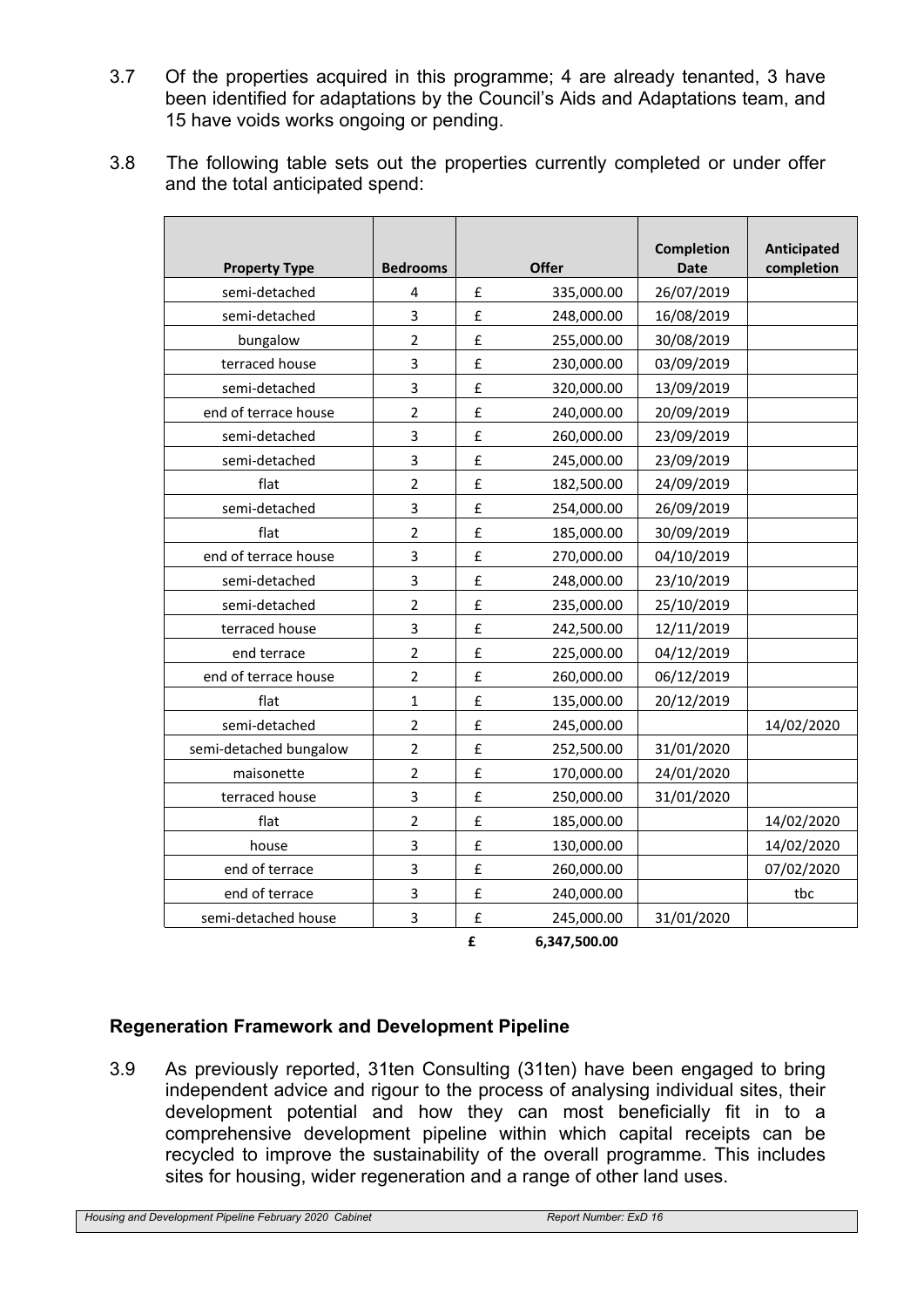3.7 Of the properties acquired in this programme; 4 are already tenanted, 3 have been identified for adaptations by the Council's Aids and Adaptations team, and 15 have voids works ongoing or pending.

3.8 The following table sets out the properties currently completed or under offer and the total anticipated spend:

| Property Type | Bedrooms | Offer | Completion Date | Anticipated completion |
|---|---|---|---|---|
| semi-detached | 4 | £ 335,000.00 | 26/07/2019 | |
| semi-detached | 3 | £ 248,000.00 | 16/08/2019 | |
| bungalow | 2 | £ 255,000.00 | 30/08/2019 | |
| terraced house | 3 | £ 230,000.00 | 03/09/2019 | |
| semi-detached | 3 | £ 320,000.00 | 13/09/2019 | |
| end of terrace house | 2 | £ 240,000.00 | 20/09/2019 | |
| semi-detached | 3 | £ 260,000.00 | 23/09/2019 | |
| semi-detached | 3 | £ 245,000.00 | 23/09/2019 | |
| flat | 2 | £ 182,500.00 | 24/09/2019 | |
| semi-detached | 3 | £ 254,000.00 | 26/09/2019 | |
| flat | 2 | £ 185,000.00 | 30/09/2019 | |
| end of terrace house | 3 | £ 270,000.00 | 04/10/2019 | |
| semi-detached | 3 | £ 248,000.00 | 23/10/2019 | |
| semi-detached | 2 | £ 235,000.00 | 25/10/2019 | |
| terraced house | 3 | £ 242,500.00 | 12/11/2019 | |
| end terrace | 2 | £ 225,000.00 | 04/12/2019 | |
| end of terrace house | 2 | £ 260,000.00 | 06/12/2019 | |
| flat | 1 | £ 135,000.00 | 20/12/2019 | |
| semi-detached | 2 | £ 245,000.00 | | 14/02/2020 |
| semi-detached bungalow | 2 | £ 252,500.00 | 31/01/2020 | |
| maisonette | 2 | £ 170,000.00 | 24/01/2020 | |
| terraced house | 3 | £ 250,000.00 | 31/01/2020 | |
| flat | 2 | £ 185,000.00 | | 14/02/2020 |
| house | 3 | £ 130,000.00 | | 14/02/2020 |
| end of terrace | 3 | £ 260,000.00 | | 07/02/2020 |
| end of terrace | 3 | £ 240,000.00 | | tbc |
| semi-detached house | 3 | £ 245,000.00 | 31/01/2020 | |
| | | **£ 6,347,500.00** | | |

## Regeneration Framework and Development Pipeline

3.9 As previously reported, 31ten Consulting (31ten) have been engaged to bring independent advice and rigour to the process of analysing individual sites, their development potential and how they can most beneficially fit in to a comprehensive development pipeline within which capital receipts can be recycled to improve the sustainability of the overall programme. This includes sites for housing, wider regeneration and a range of other land uses.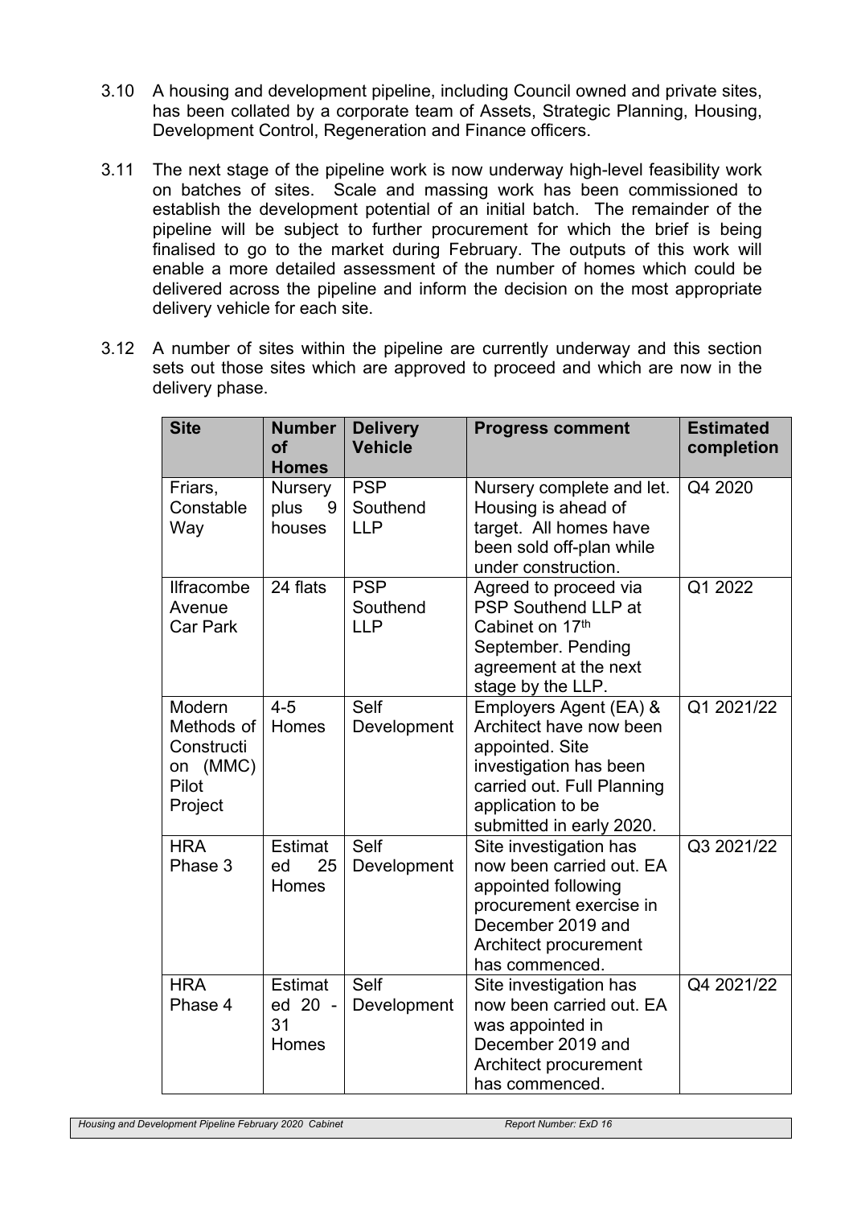3.10 A housing and development pipeline, including Council owned and private sites, has been collated by a corporate team of Assets, Strategic Planning, Housing, Development Control, Regeneration and Finance officers.

3.11 The next stage of the pipeline work is now underway high-level feasibility work on batches of sites. Scale and massing work has been commissioned to establish the development potential of an initial batch. The remainder of the pipeline will be subject to further procurement for which the brief is being finalised to go to the market during February. The outputs of this work will enable a more detailed assessment of the number of homes which could be delivered across the pipeline and inform the decision on the most appropriate delivery vehicle for each site.

3.12 A number of sites within the pipeline are currently underway and this section sets out those sites which are approved to proceed and which are now in the delivery phase.

| Site | Number of Homes | Delivery Vehicle | Progress comment | Estimated completion |
|---|---|---|---|---|
| Friars, Constable Way | Nursery plus 9 houses | PSP Southend LLP | Nursery complete and let. Housing is ahead of target. All homes have been sold off-plan while under construction. | Q4 2020 |
| Ilfracombe Avenue Car Park | 24 flats | PSP Southend LLP | Agreed to proceed via PSP Southend LLP at Cabinet on 17th September. Pending agreement at the next stage by the LLP. | Q1 2022 |
| Modern Methods of Construction (MMC) Pilot Project | 4-5 Homes | Self Development | Employers Agent (EA) & Architect have now been appointed. Site investigation has been carried out. Full Planning application to be submitted in early 2020. | Q1 2021/22 |
| HRA Phase 3 | Estimated 25 Homes | Self Development | Site investigation has now been carried out. EA appointed following procurement exercise in December 2019 and Architect procurement has commenced. | Q3 2021/22 |
| HRA Phase 4 | Estimated 20 - 31 Homes | Self Development | Site investigation has now been carried out. EA was appointed in December 2019 and Architect procurement has commenced. | Q4 2021/22 |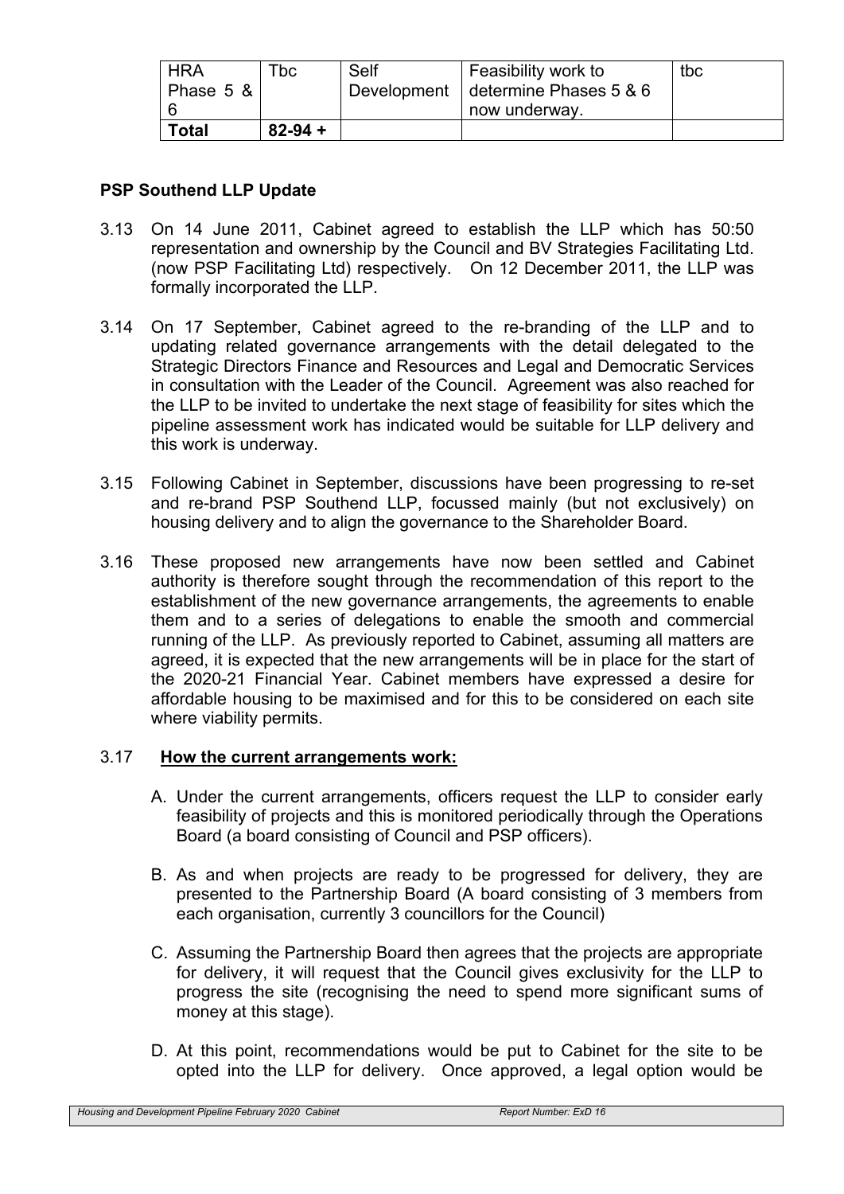| HRA Phase 5 & 6 | Tbc | Self Development | Feasibility work to determine Phases 5 & 6 now underway. | tbc |
|---|---|---|---|---|
| **Total** | **82-94 +** | | | |

### PSP Southend LLP Update

3.13 On 14 June 2011, Cabinet agreed to establish the LLP which has 50:50 representation and ownership by the Council and BV Strategies Facilitating Ltd. (now PSP Facilitating Ltd) respectively. On 12 December 2011, the LLP was formally incorporated the LLP.

3.14 On 17 September, Cabinet agreed to the re-branding of the LLP and to updating related governance arrangements with the detail delegated to the Strategic Directors Finance and Resources and Legal and Democratic Services in consultation with the Leader of the Council. Agreement was also reached for the LLP to be invited to undertake the next stage of feasibility for sites which the pipeline assessment work has indicated would be suitable for LLP delivery and this work is underway.

3.15 Following Cabinet in September, discussions have been progressing to re-set and re-brand PSP Southend LLP, focussed mainly (but not exclusively) on housing delivery and to align the governance to the Shareholder Board.

3.16 These proposed new arrangements have now been settled and Cabinet authority is therefore sought through the recommendation of this report to the establishment of the new governance arrangements, the agreements to enable them and to a series of delegations to enable the smooth and commercial running of the LLP. As previously reported to Cabinet, assuming all matters are agreed, it is expected that the new arrangements will be in place for the start of the 2020-21 Financial Year. Cabinet members have expressed a desire for affordable housing to be maximised and for this to be considered on each site where viability permits.

3.17 **<u>How the current arrangements work:</u>**

A. Under the current arrangements, officers request the LLP to consider early feasibility of projects and this is monitored periodically through the Operations Board (a board consisting of Council and PSP officers).

B. As and when projects are ready to be progressed for delivery, they are presented to the Partnership Board (A board consisting of 3 members from each organisation, currently 3 councillors for the Council)

C. Assuming the Partnership Board then agrees that the projects are appropriate for delivery, it will request that the Council gives exclusivity for the LLP to progress the site (recognising the need to spend more significant sums of money at this stage).

D. At this point, recommendations would be put to Cabinet for the site to be opted into the LLP for delivery. Once approved, a legal option would be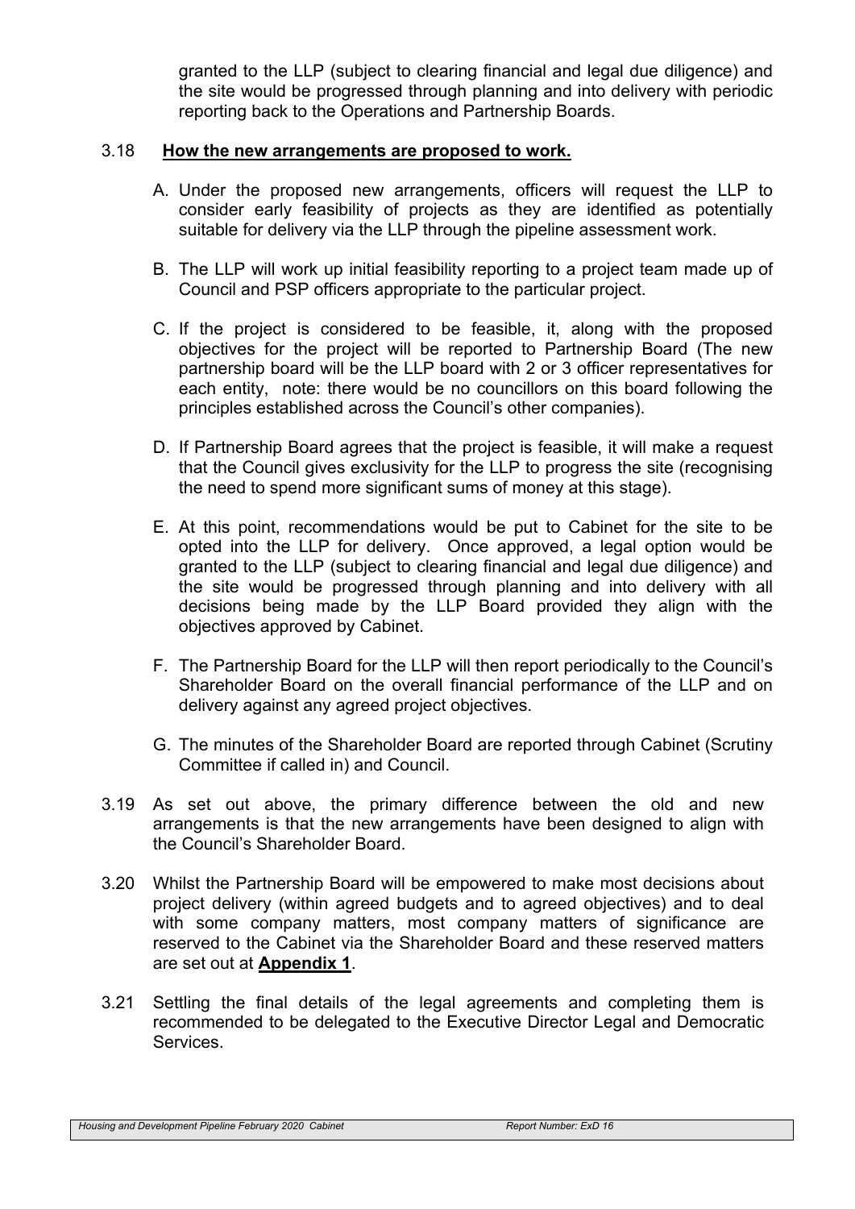granted to the LLP (subject to clearing financial and legal due diligence) and the site would be progressed through planning and into delivery with periodic reporting back to the Operations and Partnership Boards.

3.18 **How the new arrangements are proposed to work.**

A. Under the proposed new arrangements, officers will request the LLP to consider early feasibility of projects as they are identified as potentially suitable for delivery via the LLP through the pipeline assessment work.

B. The LLP will work up initial feasibility reporting to a project team made up of Council and PSP officers appropriate to the particular project.

C. If the project is considered to be feasible, it, along with the proposed objectives for the project will be reported to Partnership Board (The new partnership board will be the LLP board with 2 or 3 officer representatives for each entity, note: there would be no councillors on this board following the principles established across the Council's other companies).

D. If Partnership Board agrees that the project is feasible, it will make a request that the Council gives exclusivity for the LLP to progress the site (recognising the need to spend more significant sums of money at this stage).

E. At this point, recommendations would be put to Cabinet for the site to be opted into the LLP for delivery. Once approved, a legal option would be granted to the LLP (subject to clearing financial and legal due diligence) and the site would be progressed through planning and into delivery with all decisions being made by the LLP Board provided they align with the objectives approved by Cabinet.

F. The Partnership Board for the LLP will then report periodically to the Council's Shareholder Board on the overall financial performance of the LLP and on delivery against any agreed project objectives.

G. The minutes of the Shareholder Board are reported through Cabinet (Scrutiny Committee if called in) and Council.

3.19 As set out above, the primary difference between the old and new arrangements is that the new arrangements have been designed to align with the Council's Shareholder Board.

3.20 Whilst the Partnership Board will be empowered to make most decisions about project delivery (within agreed budgets and to agreed objectives) and to deal with some company matters, most company matters of significance are reserved to the Cabinet via the Shareholder Board and these reserved matters are set out at **Appendix 1**.

3.21 Settling the final details of the legal agreements and completing them is recommended to be delegated to the Executive Director Legal and Democratic Services.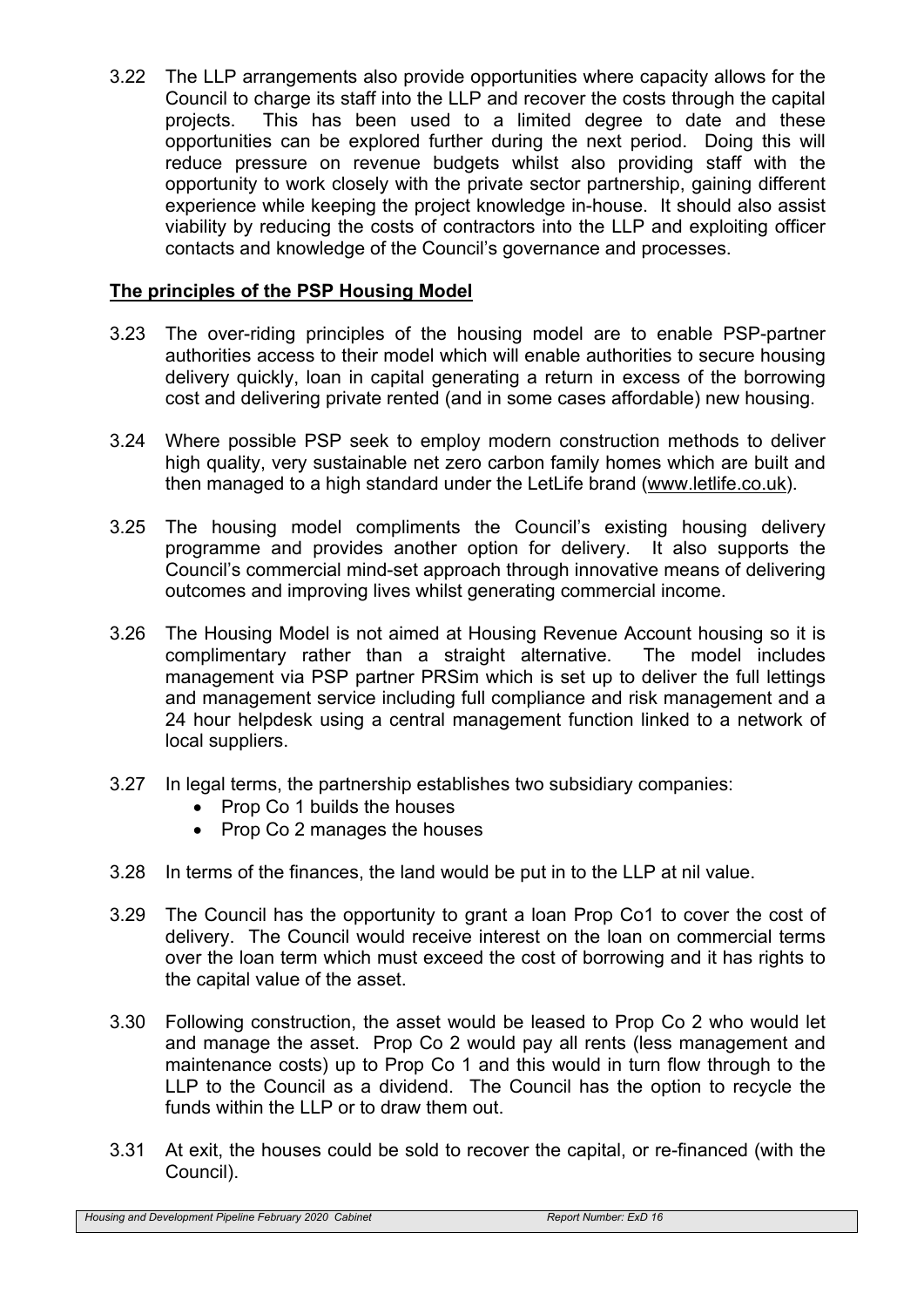3.22 The LLP arrangements also provide opportunities where capacity allows for the Council to charge its staff into the LLP and recover the costs through the capital projects. This has been used to a limited degree to date and these opportunities can be explored further during the next period. Doing this will reduce pressure on revenue budgets whilst also providing staff with the opportunity to work closely with the private sector partnership, gaining different experience while keeping the project knowledge in-house. It should also assist viability by reducing the costs of contractors into the LLP and exploiting officer contacts and knowledge of the Council's governance and processes.

**<u>The principles of the PSP Housing Model</u>**

3.23 The over-riding principles of the housing model are to enable PSP-partner authorities access to their model which will enable authorities to secure housing delivery quickly, loan in capital generating a return in excess of the borrowing cost and delivering private rented (and in some cases affordable) new housing.

3.24 Where possible PSP seek to employ modern construction methods to deliver high quality, very sustainable net zero carbon family homes which are built and then managed to a high standard under the LetLife brand (www.letlife.co.uk).

3.25 The housing model compliments the Council's existing housing delivery programme and provides another option for delivery. It also supports the Council's commercial mind-set approach through innovative means of delivering outcomes and improving lives whilst generating commercial income.

3.26 The Housing Model is not aimed at Housing Revenue Account housing so it is complimentary rather than a straight alternative. The model includes management via PSP partner PRSim which is set up to deliver the full lettings and management service including full compliance and risk management and a 24 hour helpdesk using a central management function linked to a network of local suppliers.

3.27 In legal terms, the partnership establishes two subsidiary companies:

- Prop Co 1 builds the houses
- Prop Co 2 manages the houses

3.28 In terms of the finances, the land would be put in to the LLP at nil value.

3.29 The Council has the opportunity to grant a loan Prop Co1 to cover the cost of delivery. The Council would receive interest on the loan on commercial terms over the loan term which must exceed the cost of borrowing and it has rights to the capital value of the asset.

3.30 Following construction, the asset would be leased to Prop Co 2 who would let and manage the asset. Prop Co 2 would pay all rents (less management and maintenance costs) up to Prop Co 1 and this would in turn flow through to the LLP to the Council as a dividend. The Council has the option to recycle the funds within the LLP or to draw them out.

3.31 At exit, the houses could be sold to recover the capital, or re-financed (with the Council).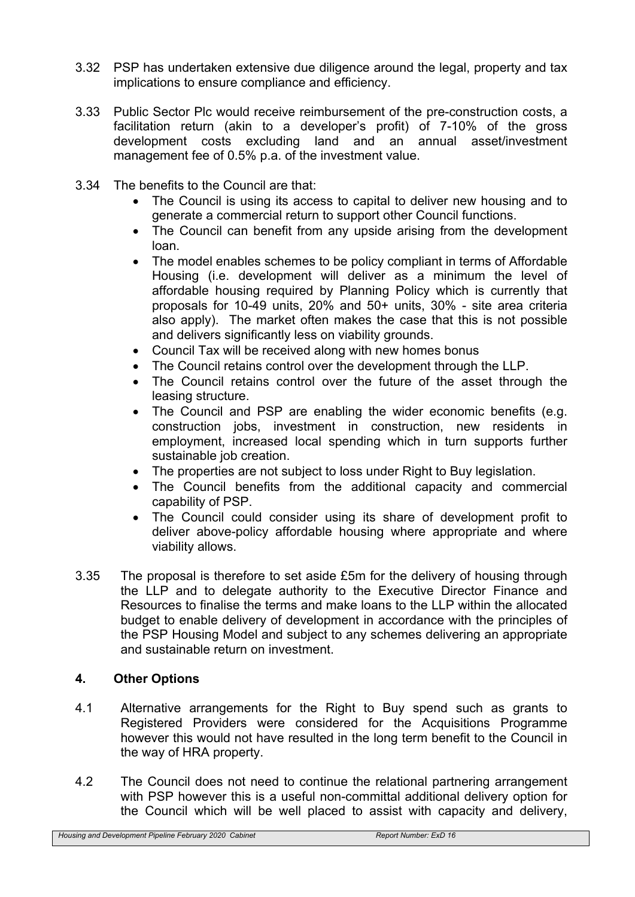3.32 PSP has undertaken extensive due diligence around the legal, property and tax implications to ensure compliance and efficiency.

3.33 Public Sector Plc would receive reimbursement of the pre-construction costs, a facilitation return (akin to a developer's profit) of 7-10% of the gross development costs excluding land and an annual asset/investment management fee of 0.5% p.a. of the investment value.

3.34 The benefits to the Council are that:

- The Council is using its access to capital to deliver new housing and to generate a commercial return to support other Council functions.
- The Council can benefit from any upside arising from the development loan.
- The model enables schemes to be policy compliant in terms of Affordable Housing (i.e. development will deliver as a minimum the level of affordable housing required by Planning Policy which is currently that proposals for 10-49 units, 20% and 50+ units, 30% - site area criteria also apply). The market often makes the case that this is not possible and delivers significantly less on viability grounds.
- Council Tax will be received along with new homes bonus
- The Council retains control over the development through the LLP.
- The Council retains control over the future of the asset through the leasing structure.
- The Council and PSP are enabling the wider economic benefits (e.g. construction jobs, investment in construction, new residents in employment, increased local spending which in turn supports further sustainable job creation.
- The properties are not subject to loss under Right to Buy legislation.
- The Council benefits from the additional capacity and commercial capability of PSP.
- The Council could consider using its share of development profit to deliver above-policy affordable housing where appropriate and where viability allows.

3.35 The proposal is therefore to set aside £5m for the delivery of housing through the LLP and to delegate authority to the Executive Director Finance and Resources to finalise the terms and make loans to the LLP within the allocated budget to enable delivery of development in accordance with the principles of the PSP Housing Model and subject to any schemes delivering an appropriate and sustainable return on investment.

## 4. Other Options

4.1 Alternative arrangements for the Right to Buy spend such as grants to Registered Providers were considered for the Acquisitions Programme however this would not have resulted in the long term benefit to the Council in the way of HRA property.

4.2 The Council does not need to continue the relational partnering arrangement with PSP however this is a useful non-committal additional delivery option for the Council which will be well placed to assist with capacity and delivery,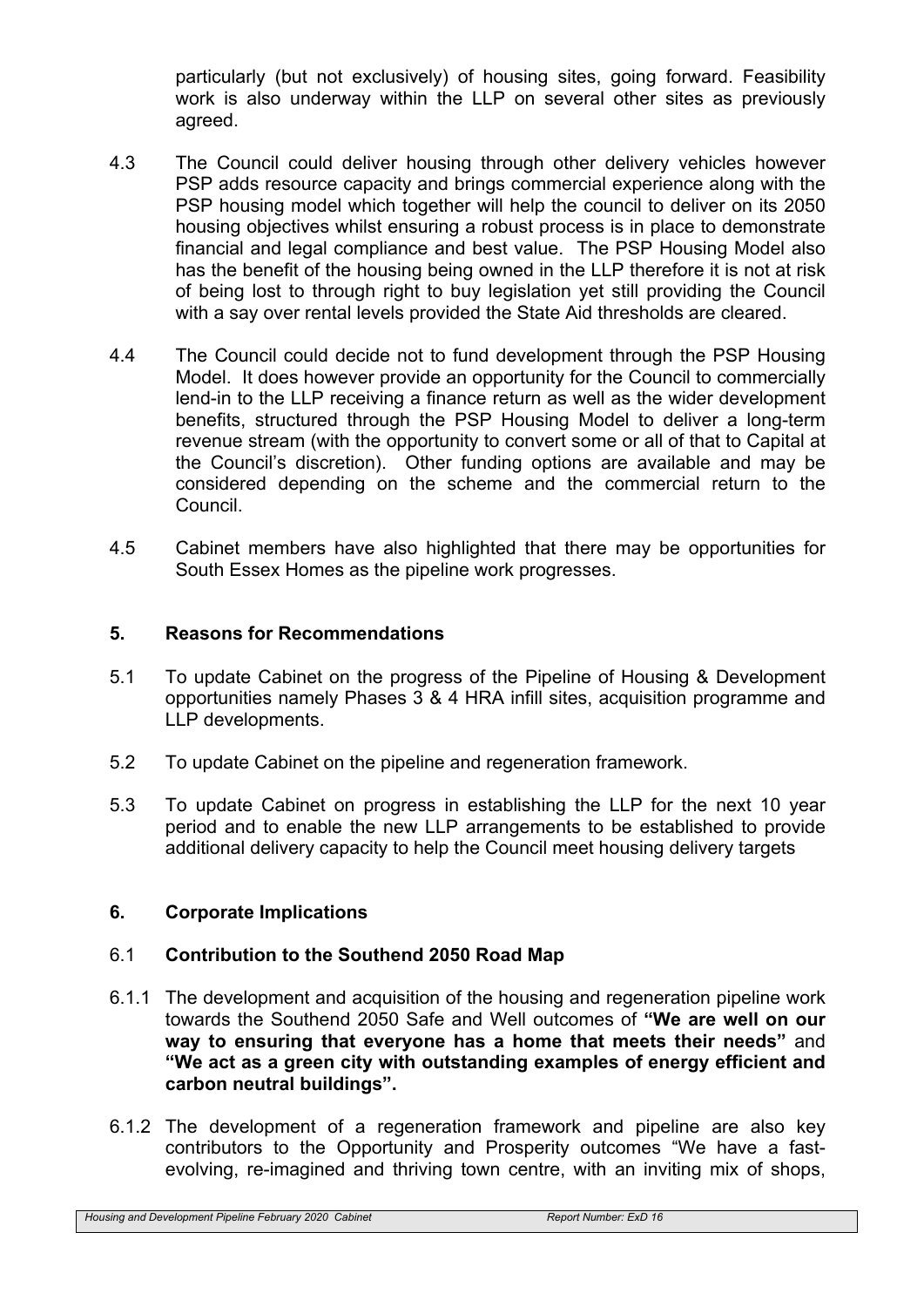particularly (but not exclusively) of housing sites, going forward. Feasibility work is also underway within the LLP on several other sites as previously agreed.

4.3 The Council could deliver housing through other delivery vehicles however PSP adds resource capacity and brings commercial experience along with the PSP housing model which together will help the council to deliver on its 2050 housing objectives whilst ensuring a robust process is in place to demonstrate financial and legal compliance and best value. The PSP Housing Model also has the benefit of the housing being owned in the LLP therefore it is not at risk of being lost to through right to buy legislation yet still providing the Council with a say over rental levels provided the State Aid thresholds are cleared.

4.4 The Council could decide not to fund development through the PSP Housing Model. It does however provide an opportunity for the Council to commercially lend-in to the LLP receiving a finance return as well as the wider development benefits, structured through the PSP Housing Model to deliver a long-term revenue stream (with the opportunity to convert some or all of that to Capital at the Council's discretion). Other funding options are available and may be considered depending on the scheme and the commercial return to the Council.

4.5 Cabinet members have also highlighted that there may be opportunities for South Essex Homes as the pipeline work progresses.

## 5. Reasons for Recommendations

5.1 To update Cabinet on the progress of the Pipeline of Housing & Development opportunities namely Phases 3 & 4 HRA infill sites, acquisition programme and LLP developments.

5.2 To update Cabinet on the pipeline and regeneration framework.

5.3 To update Cabinet on progress in establishing the LLP for the next 10 year period and to enable the new LLP arrangements to be established to provide additional delivery capacity to help the Council meet housing delivery targets

## 6. Corporate Implications

### 6.1 Contribution to the Southend 2050 Road Map

6.1.1 The development and acquisition of the housing and regeneration pipeline work towards the Southend 2050 Safe and Well outcomes of **"We are well on our way to ensuring that everyone has a home that meets their needs"** and **"We act as a green city with outstanding examples of energy efficient and carbon neutral buildings".**

6.1.2 The development of a regeneration framework and pipeline are also key contributors to the Opportunity and Prosperity outcomes "We have a fast-evolving, re-imagined and thriving town centre, with an inviting mix of shops,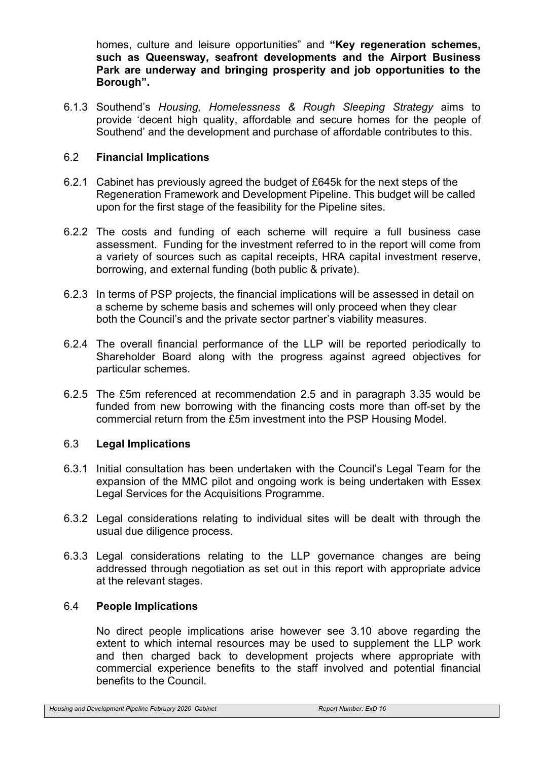homes, culture and leisure opportunities" and **"Key regeneration schemes, such as Queensway, seafront developments and the Airport Business Park are underway and bringing prosperity and job opportunities to the Borough".**

6.1.3 Southend's *Housing, Homelessness & Rough Sleeping Strategy* aims to provide 'decent high quality, affordable and secure homes for the people of Southend' and the development and purchase of affordable contributes to this.

### 6.2 **Financial Implications**

6.2.1 Cabinet has previously agreed the budget of £645k for the next steps of the Regeneration Framework and Development Pipeline. This budget will be called upon for the first stage of the feasibility for the Pipeline sites.

6.2.2 The costs and funding of each scheme will require a full business case assessment. Funding for the investment referred to in the report will come from a variety of sources such as capital receipts, HRA capital investment reserve, borrowing, and external funding (both public & private).

6.2.3 In terms of PSP projects, the financial implications will be assessed in detail on a scheme by scheme basis and schemes will only proceed when they clear both the Council's and the private sector partner's viability measures.

6.2.4 The overall financial performance of the LLP will be reported periodically to Shareholder Board along with the progress against agreed objectives for particular schemes.

6.2.5 The £5m referenced at recommendation 2.5 and in paragraph 3.35 would be funded from new borrowing with the financing costs more than off-set by the commercial return from the £5m investment into the PSP Housing Model.

### 6.3 **Legal Implications**

6.3.1 Initial consultation has been undertaken with the Council's Legal Team for the expansion of the MMC pilot and ongoing work is being undertaken with Essex Legal Services for the Acquisitions Programme.

6.3.2 Legal considerations relating to individual sites will be dealt with through the usual due diligence process.

6.3.3 Legal considerations relating to the LLP governance changes are being addressed through negotiation as set out in this report with appropriate advice at the relevant stages.

### 6.4 **People Implications**

No direct people implications arise however see 3.10 above regarding the extent to which internal resources may be used to supplement the LLP work and then charged back to development projects where appropriate with commercial experience benefits to the staff involved and potential financial benefits to the Council.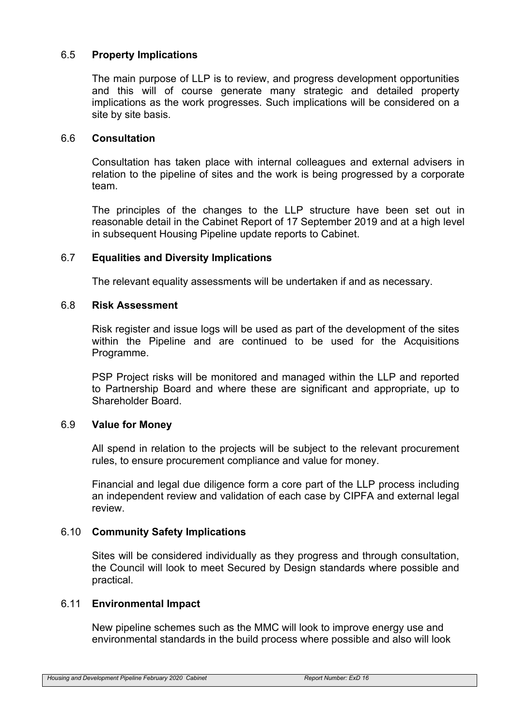### 6.5 **Property Implications**

The main purpose of LLP is to review, and progress development opportunities and this will of course generate many strategic and detailed property implications as the work progresses. Such implications will be considered on a site by site basis.

### 6.6 **Consultation**

Consultation has taken place with internal colleagues and external advisers in relation to the pipeline of sites and the work is being progressed by a corporate team.

The principles of the changes to the LLP structure have been set out in reasonable detail in the Cabinet Report of 17 September 2019 and at a high level in subsequent Housing Pipeline update reports to Cabinet.

### 6.7 **Equalities and Diversity Implications**

The relevant equality assessments will be undertaken if and as necessary.

### 6.8 **Risk Assessment**

Risk register and issue logs will be used as part of the development of the sites within the Pipeline and are continued to be used for the Acquisitions Programme.

PSP Project risks will be monitored and managed within the LLP and reported to Partnership Board and where these are significant and appropriate, up to Shareholder Board.

### 6.9 **Value for Money**

All spend in relation to the projects will be subject to the relevant procurement rules, to ensure procurement compliance and value for money.

Financial and legal due diligence form a core part of the LLP process including an independent review and validation of each case by CIPFA and external legal review.

### 6.10 **Community Safety Implications**

Sites will be considered individually as they progress and through consultation, the Council will look to meet Secured by Design standards where possible and practical.

### 6.11 **Environmental Impact**

New pipeline schemes such as the MMC will look to improve energy use and environmental standards in the build process where possible and also will look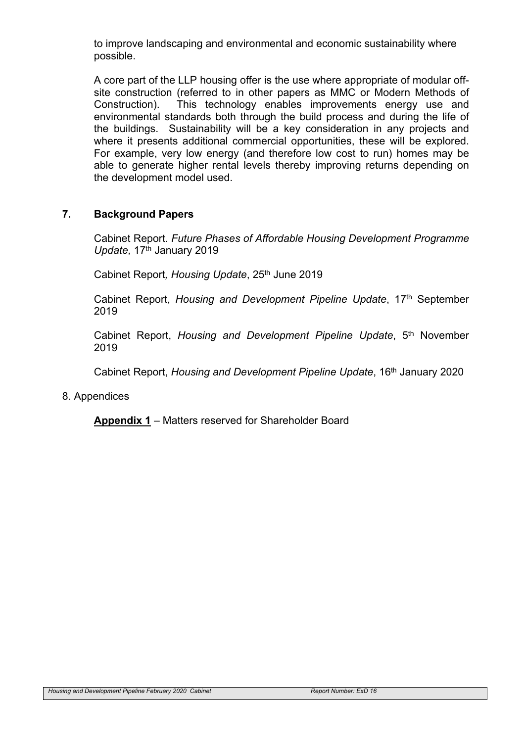to improve landscaping and environmental and economic sustainability where possible.

A core part of the LLP housing offer is the use where appropriate of modular off-site construction (referred to in other papers as MMC or Modern Methods of Construction). This technology enables improvements energy use and environmental standards both through the build process and during the life of the buildings. Sustainability will be a key consideration in any projects and where it presents additional commercial opportunities, these will be explored. For example, very low energy (and therefore low cost to run) homes may be able to generate higher rental levels thereby improving returns depending on the development model used.

## 7. Background Papers

Cabinet Report. *Future Phases of Affordable Housing Development Programme Update,* 17th January 2019

Cabinet Report*, Housing Update*, 25th June 2019

Cabinet Report, *Housing and Development Pipeline Update*, 17th September 2019

Cabinet Report, *Housing and Development Pipeline Update*, 5th November 2019

Cabinet Report, *Housing and Development Pipeline Update*, 16th January 2020

8. Appendices

**Appendix 1** – Matters reserved for Shareholder Board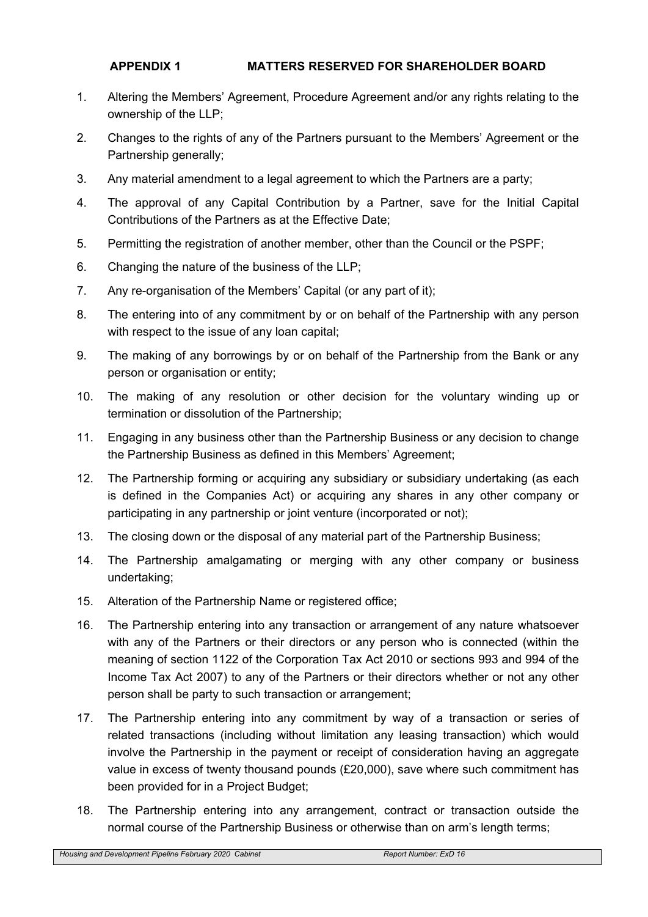## APPENDIX 1 MATTERS RESERVED FOR SHAREHOLDER BOARD

1. Altering the Members' Agreement, Procedure Agreement and/or any rights relating to the ownership of the LLP;
2. Changes to the rights of any of the Partners pursuant to the Members' Agreement or the Partnership generally;
3. Any material amendment to a legal agreement to which the Partners are a party;
4. The approval of any Capital Contribution by a Partner, save for the Initial Capital Contributions of the Partners as at the Effective Date;
5. Permitting the registration of another member, other than the Council or the PSPF;
6. Changing the nature of the business of the LLP;
7. Any re-organisation of the Members' Capital (or any part of it);
8. The entering into of any commitment by or on behalf of the Partnership with any person with respect to the issue of any loan capital;
9. The making of any borrowings by or on behalf of the Partnership from the Bank or any person or organisation or entity;
10. The making of any resolution or other decision for the voluntary winding up or termination or dissolution of the Partnership;
11. Engaging in any business other than the Partnership Business or any decision to change the Partnership Business as defined in this Members' Agreement;
12. The Partnership forming or acquiring any subsidiary or subsidiary undertaking (as each is defined in the Companies Act) or acquiring any shares in any other company or participating in any partnership or joint venture (incorporated or not);
13. The closing down or the disposal of any material part of the Partnership Business;
14. The Partnership amalgamating or merging with any other company or business undertaking;
15. Alteration of the Partnership Name or registered office;
16. The Partnership entering into any transaction or arrangement of any nature whatsoever with any of the Partners or their directors or any person who is connected (within the meaning of section 1122 of the Corporation Tax Act 2010 or sections 993 and 994 of the Income Tax Act 2007) to any of the Partners or their directors whether or not any other person shall be party to such transaction or arrangement;
17. The Partnership entering into any commitment by way of a transaction or series of related transactions (including without limitation any leasing transaction) which would involve the Partnership in the payment or receipt of consideration having an aggregate value in excess of twenty thousand pounds (£20,000), save where such commitment has been provided for in a Project Budget;
18. The Partnership entering into any arrangement, contract or transaction outside the normal course of the Partnership Business or otherwise than on arm's length terms;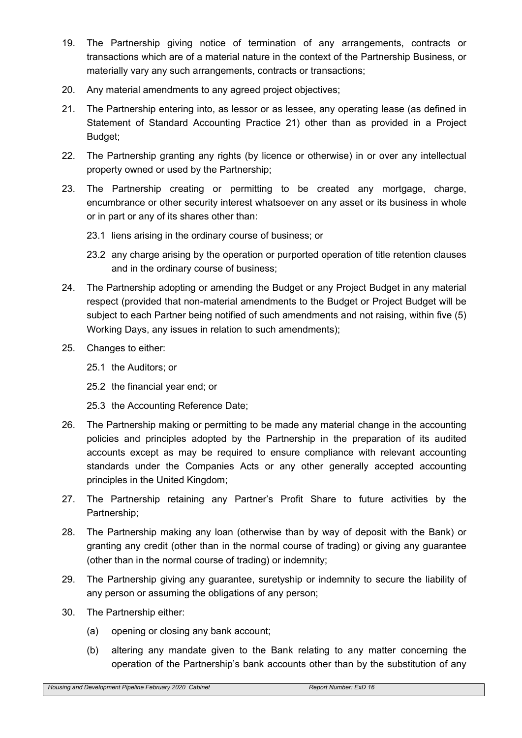19. The Partnership giving notice of termination of any arrangements, contracts or transactions which are of a material nature in the context of the Partnership Business, or materially vary any such arrangements, contracts or transactions;

20. Any material amendments to any agreed project objectives;

21. The Partnership entering into, as lessor or as lessee, any operating lease (as defined in Statement of Standard Accounting Practice 21) other than as provided in a Project Budget;

22. The Partnership granting any rights (by licence or otherwise) in or over any intellectual property owned or used by the Partnership;

23. The Partnership creating or permitting to be created any mortgage, charge, encumbrance or other security interest whatsoever on any asset or its business in whole or in part or any of its shares other than:

    23.1 liens arising in the ordinary course of business; or

    23.2 any charge arising by the operation or purported operation of title retention clauses and in the ordinary course of business;

24. The Partnership adopting or amending the Budget or any Project Budget in any material respect (provided that non-material amendments to the Budget or Project Budget will be subject to each Partner being notified of such amendments and not raising, within five (5) Working Days, any issues in relation to such amendments);

25. Changes to either:

    25.1 the Auditors; or

    25.2 the financial year end; or

    25.3 the Accounting Reference Date;

26. The Partnership making or permitting to be made any material change in the accounting policies and principles adopted by the Partnership in the preparation of its audited accounts except as may be required to ensure compliance with relevant accounting standards under the Companies Acts or any other generally accepted accounting principles in the United Kingdom;

27. The Partnership retaining any Partner's Profit Share to future activities by the Partnership;

28. The Partnership making any loan (otherwise than by way of deposit with the Bank) or granting any credit (other than in the normal course of trading) or giving any guarantee (other than in the normal course of trading) or indemnity;

29. The Partnership giving any guarantee, suretyship or indemnity to secure the liability of any person or assuming the obligations of any person;

30. The Partnership either:

    (a) opening or closing any bank account;

    (b) altering any mandate given to the Bank relating to any matter concerning the operation of the Partnership's bank accounts other than by the substitution of any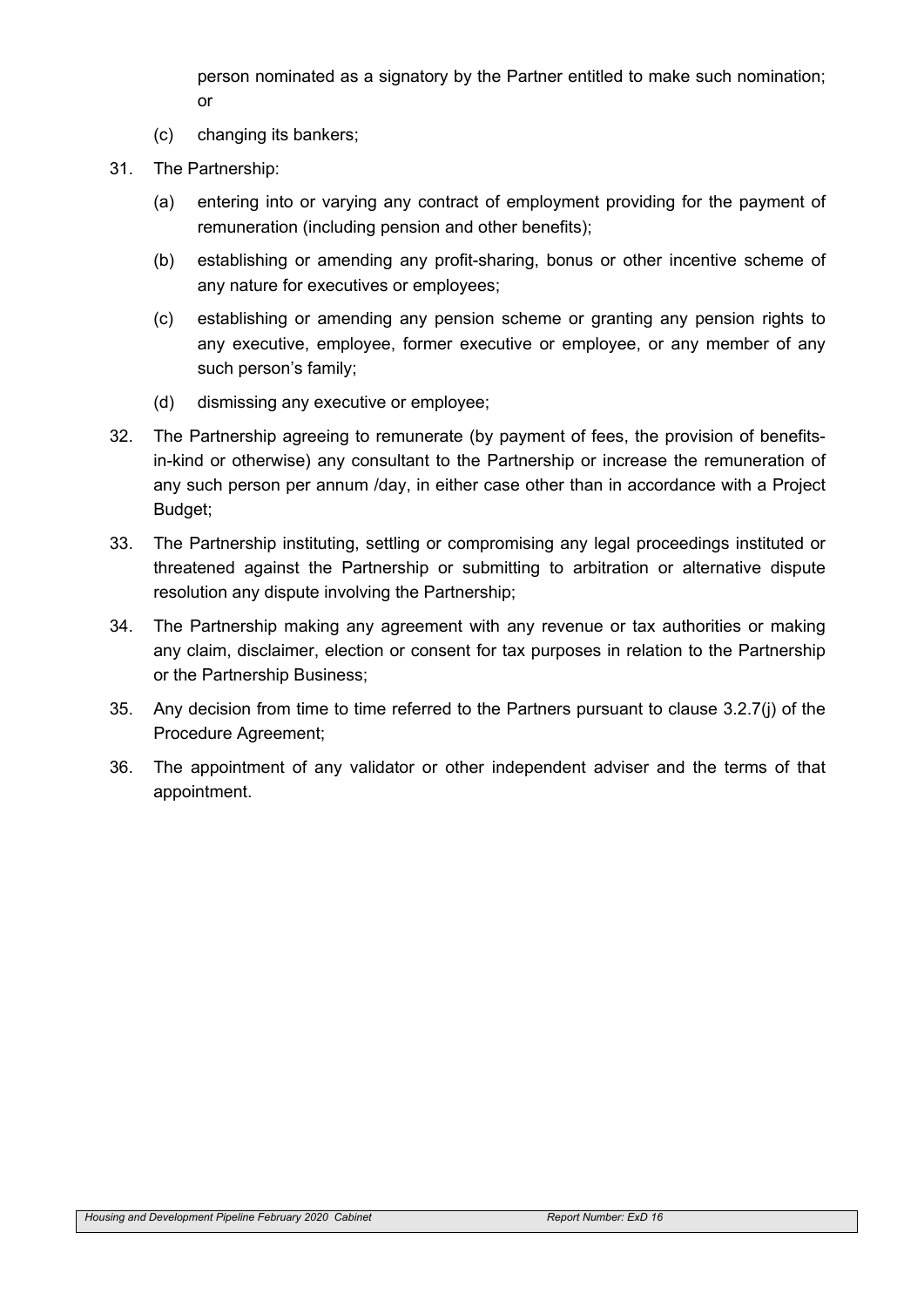person nominated as a signatory by the Partner entitled to make such nomination; or

(c) changing its bankers;

31. The Partnership:

    (a) entering into or varying any contract of employment providing for the payment of remuneration (including pension and other benefits);

    (b) establishing or amending any profit-sharing, bonus or other incentive scheme of any nature for executives or employees;

    (c) establishing or amending any pension scheme or granting any pension rights to any executive, employee, former executive or employee, or any member of any such person's family;

    (d) dismissing any executive or employee;

32. The Partnership agreeing to remunerate (by payment of fees, the provision of benefits-in-kind or otherwise) any consultant to the Partnership or increase the remuneration of any such person per annum /day, in either case other than in accordance with a Project Budget;

33. The Partnership instituting, settling or compromising any legal proceedings instituted or threatened against the Partnership or submitting to arbitration or alternative dispute resolution any dispute involving the Partnership;

34. The Partnership making any agreement with any revenue or tax authorities or making any claim, disclaimer, election or consent for tax purposes in relation to the Partnership or the Partnership Business;

35. Any decision from time to time referred to the Partners pursuant to clause 3.2.7(j) of the Procedure Agreement;

36. The appointment of any validator or other independent adviser and the terms of that appointment.